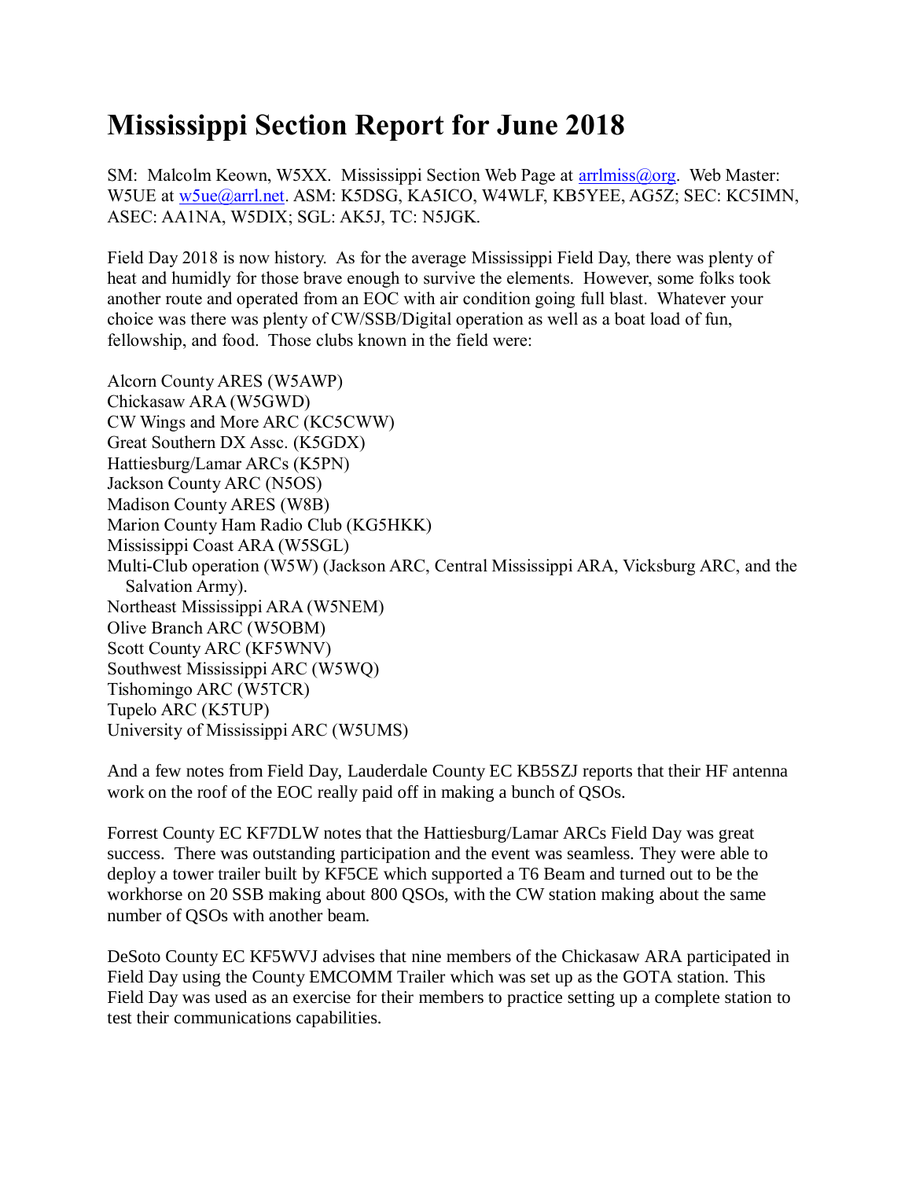# Mississippi Section Report for June 2018

SM: Malcolm Keown, W5XX. Mississippi Section Web Page at arrlmiss@org. Web Master: W5UE at w5ue@arrl.net. ASM: K5DSG, KA5ICO, W4WLF, KB5YEE, AG5Z; SEC: KC5IMN, ASEC: AA1NA, W5DIX; SGL: AK5J, TC: N5JGK.

Field Day 2018 is now history. As for the average Mississippi Field Day, there was plenty of heat and humidly for those brave enough to survive the elements. However, some folks took another route and operated from an EOC with air condition going full blast. Whatever your choice was there was plenty of CW/SSB/Digital operation as well as a boat load of fun, fellowship, and food. Those clubs known in the field were:

Alcorn County ARES (W5AWP)
Chickasaw ARA (W5GWD)
CW Wings and More ARC (KC5CWW)
Great Southern DX Assc. (K5GDX)
Hattiesburg/Lamar ARCs (K5PN)
Jackson County ARC (N5OS)
Madison County ARES (W8B)
Marion County Ham Radio Club (KG5HKK)
Mississippi Coast ARA (W5SGL)
Multi-Club operation (W5W) (Jackson ARC, Central Mississippi ARA, Vicksburg ARC, and the Salvation Army).
Northeast Mississippi ARA (W5NEM)
Olive Branch ARC (W5OBM)
Scott County ARC (KF5WNV)
Southwest Mississippi ARC (W5WQ)
Tishomingo ARC (W5TCR)
Tupelo ARC (K5TUP)
University of Mississippi ARC (W5UMS)

And a few notes from Field Day, Lauderdale County EC KB5SZJ reports that their HF antenna work on the roof of the EOC really paid off in making a bunch of QSOs.

Forrest County EC KF7DLW notes that the Hattiesburg/Lamar ARCs Field Day was great success. There was outstanding participation and the event was seamless. They were able to deploy a tower trailer built by KF5CE which supported a T6 Beam and turned out to be the workhorse on 20 SSB making about 800 QSOs, with the CW station making about the same number of QSOs with another beam.

DeSoto County EC KF5WVJ advises that nine members of the Chickasaw ARA participated in Field Day using the County EMCOMM Trailer which was set up as the GOTA station. This Field Day was used as an exercise for their members to practice setting up a complete station to test their communications capabilities.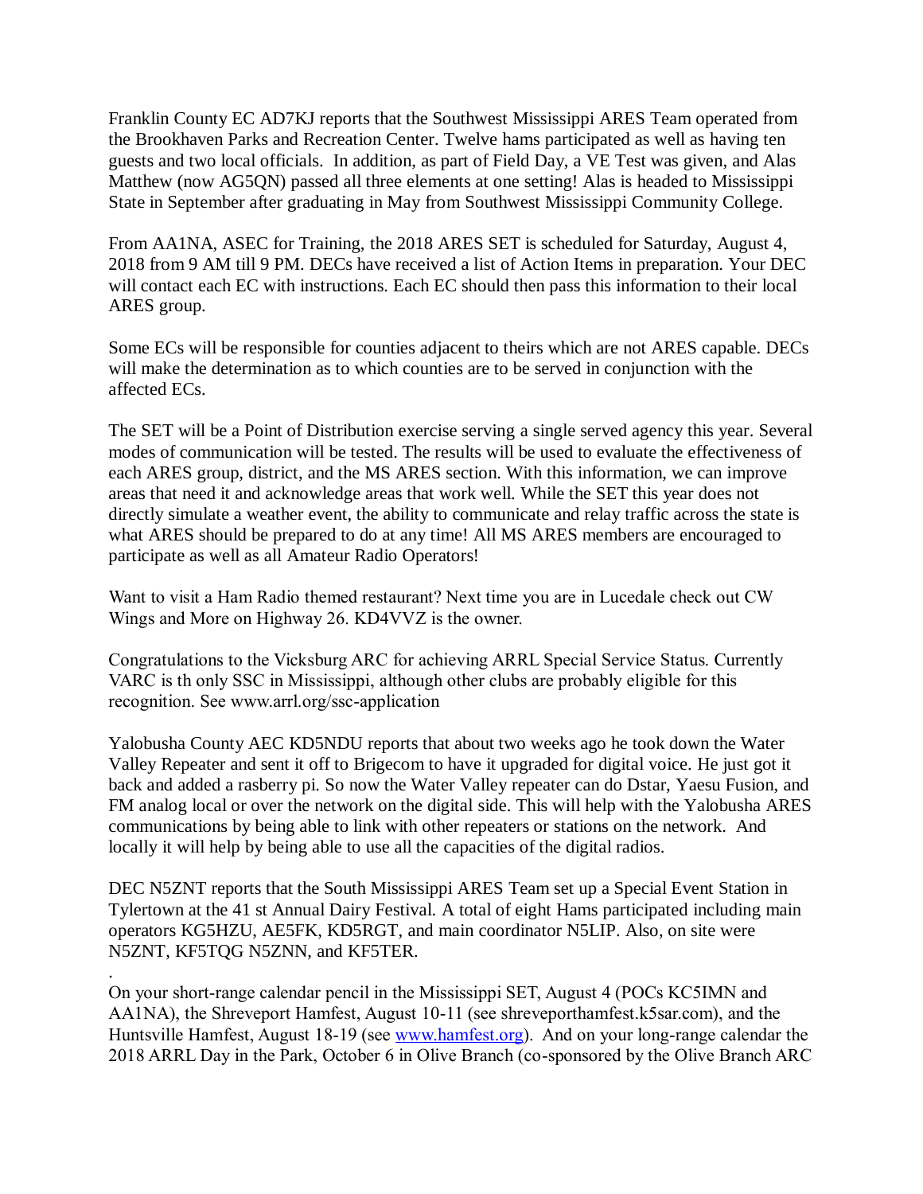Franklin County EC AD7KJ reports that the Southwest Mississippi ARES Team operated from the Brookhaven Parks and Recreation Center. Twelve hams participated as well as having ten guests and two local officials.  In addition, as part of Field Day, a VE Test was given, and Alas Matthew (now AG5QN) passed all three elements at one setting! Alas is headed to Mississippi State in September after graduating in May from Southwest Mississippi Community College.

From AA1NA, ASEC for Training, the 2018 ARES SET is scheduled for Saturday, August 4, 2018 from 9 AM till 9 PM. DECs have received a list of Action Items in preparation. Your DEC will contact each EC with instructions. Each EC should then pass this information to their local ARES group.

Some ECs will be responsible for counties adjacent to theirs which are not ARES capable. DECs will make the determination as to which counties are to be served in conjunction with the affected ECs.

The SET will be a Point of Distribution exercise serving a single served agency this year. Several modes of communication will be tested. The results will be used to evaluate the effectiveness of each ARES group, district, and the MS ARES section. With this information, we can improve areas that need it and acknowledge areas that work well. While the SET this year does not directly simulate a weather event, the ability to communicate and relay traffic across the state is what ARES should be prepared to do at any time! All MS ARES members are encouraged to participate as well as all Amateur Radio Operators!

Want to visit a Ham Radio themed restaurant? Next time you are in Lucedale check out CW Wings and More on Highway 26. KD4VVZ is the owner.

Congratulations to the Vicksburg ARC for achieving ARRL Special Service Status. Currently VARC is th only SSC in Mississippi, although other clubs are probably eligible for this recognition. See www.arrl.org/ssc-application

Yalobusha County AEC KD5NDU reports that about two weeks ago he took down the Water Valley Repeater and sent it off to Brigecom to have it upgraded for digital voice. He just got it back and added a rasberry pi. So now the Water Valley repeater can do Dstar, Yaesu Fusion, and FM analog local or over the network on the digital side. This will help with the Yalobusha ARES communications by being able to link with other repeaters or stations on the network.  And locally it will help by being able to use all the capacities of the digital radios.

DEC N5ZNT reports that the South Mississippi ARES Team set up a Special Event Station in Tylertown at the 41 st Annual Dairy Festival. A total of eight Hams participated including main operators KG5HZU, AE5FK, KD5RGT, and main coordinator N5LIP. Also, on site were N5ZNT, KF5TQG N5ZNN, and KF5TER.

.

On your short-range calendar pencil in the Mississippi SET, August 4 (POCs KC5IMN and AA1NA), the Shreveport Hamfest, August 10-11 (see shreveporthamfest.k5sar.com), and the Huntsville Hamfest, August 18-19 (see [www.hamfest.org](www.hamfest.org)).  And on your long-range calendar the 2018 ARRL Day in the Park, October 6 in Olive Branch (co-sponsored by the Olive Branch ARC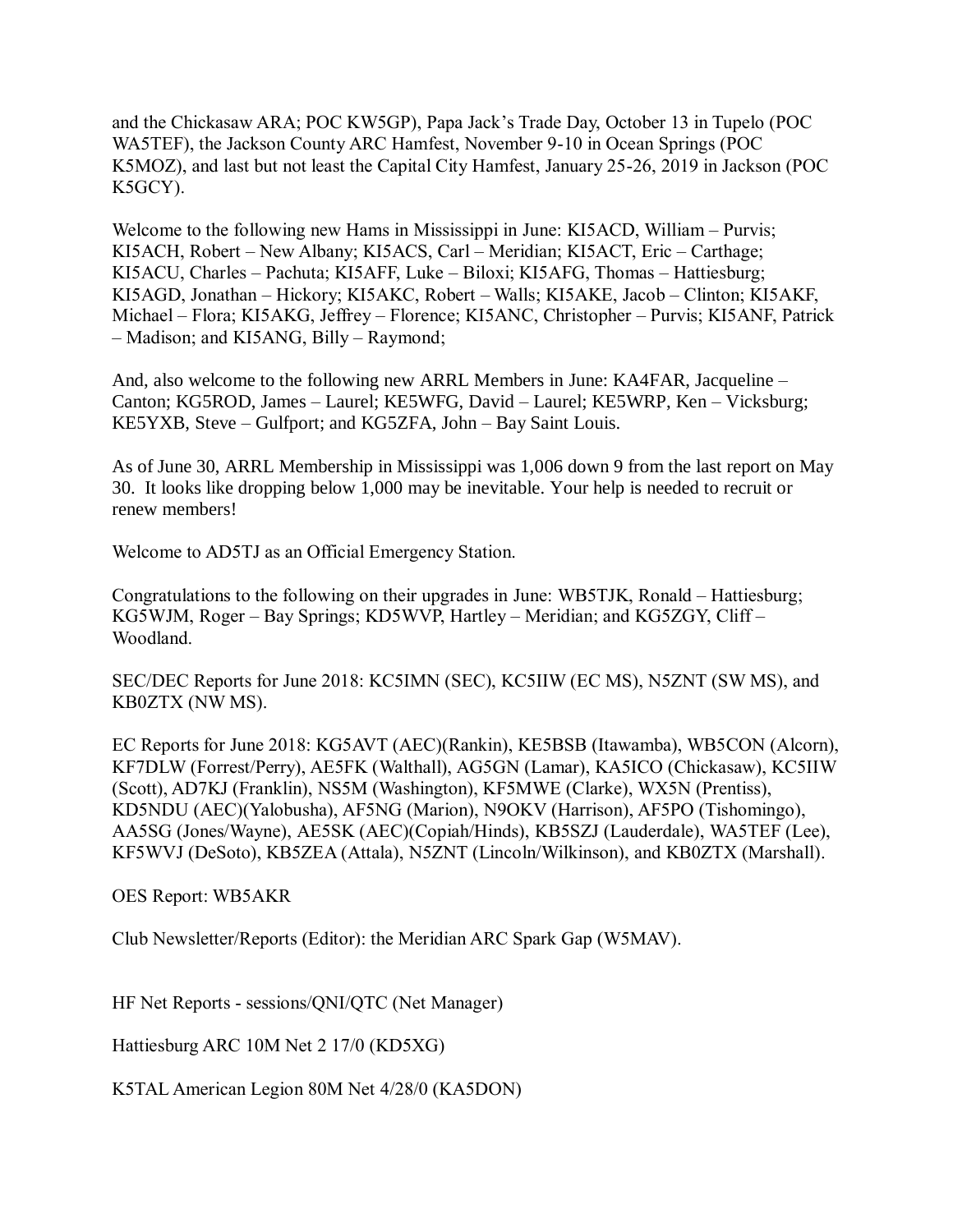and the Chickasaw ARA; POC KW5GP), Papa Jack's Trade Day, October 13 in Tupelo (POC WA5TEF), the Jackson County ARC Hamfest, November 9-10 in Ocean Springs (POC K5MOZ), and last but not least the Capital City Hamfest, January 25-26, 2019 in Jackson (POC K5GCY).

Welcome to the following new Hams in Mississippi in June: KI5ACD, William – Purvis; KI5ACH, Robert – New Albany; KI5ACS, Carl – Meridian; KI5ACT, Eric – Carthage; KI5ACU, Charles – Pachuta; KI5AFF, Luke – Biloxi; KI5AFG, Thomas – Hattiesburg; KI5AGD, Jonathan – Hickory; KI5AKC, Robert – Walls; KI5AKE, Jacob – Clinton; KI5AKF, Michael – Flora; KI5AKG, Jeffrey – Florence; KI5ANC, Christopher – Purvis; KI5ANF, Patrick – Madison; and KI5ANG, Billy – Raymond;

And, also welcome to the following new ARRL Members in June: KA4FAR, Jacqueline – Canton; KG5ROD, James – Laurel; KE5WFG, David – Laurel; KE5WRP, Ken – Vicksburg; KE5YXB, Steve – Gulfport; and KG5ZFA, John – Bay Saint Louis.

As of June 30, ARRL Membership in Mississippi was 1,006 down 9 from the last report on May 30. It looks like dropping below 1,000 may be inevitable. Your help is needed to recruit or renew members!

Welcome to AD5TJ as an Official Emergency Station.

Congratulations to the following on their upgrades in June: WB5TJK, Ronald – Hattiesburg; KG5WJM, Roger – Bay Springs; KD5WVP, Hartley – Meridian; and KG5ZGY, Cliff – Woodland.

SEC/DEC Reports for June 2018: KC5IMN (SEC), KC5IIW (EC MS), N5ZNT (SW MS), and KB0ZTX (NW MS).

EC Reports for June 2018: KG5AVT (AEC)(Rankin), KE5BSB (Itawamba), WB5CON (Alcorn), KF7DLW (Forrest/Perry), AE5FK (Walthall), AG5GN (Lamar), KA5ICO (Chickasaw), KC5IIW (Scott), AD7KJ (Franklin), NS5M (Washington), KF5MWE (Clarke), WX5N (Prentiss), KD5NDU (AEC)(Yalobusha), AF5NG (Marion), N9OKV (Harrison), AF5PO (Tishomingo), AA5SG (Jones/Wayne), AE5SK (AEC)(Copiah/Hinds), KB5SZJ (Lauderdale), WA5TEF (Lee), KF5WVJ (DeSoto), KB5ZEA (Attala), N5ZNT (Lincoln/Wilkinson), and KB0ZTX (Marshall).

OES Report: WB5AKR

Club Newsletter/Reports (Editor): the Meridian ARC Spark Gap (W5MAV).

HF Net Reports - sessions/QNI/QTC (Net Manager)

Hattiesburg ARC 10M Net 2 17/0 (KD5XG)

K5TAL American Legion 80M Net 4/28/0 (KA5DON)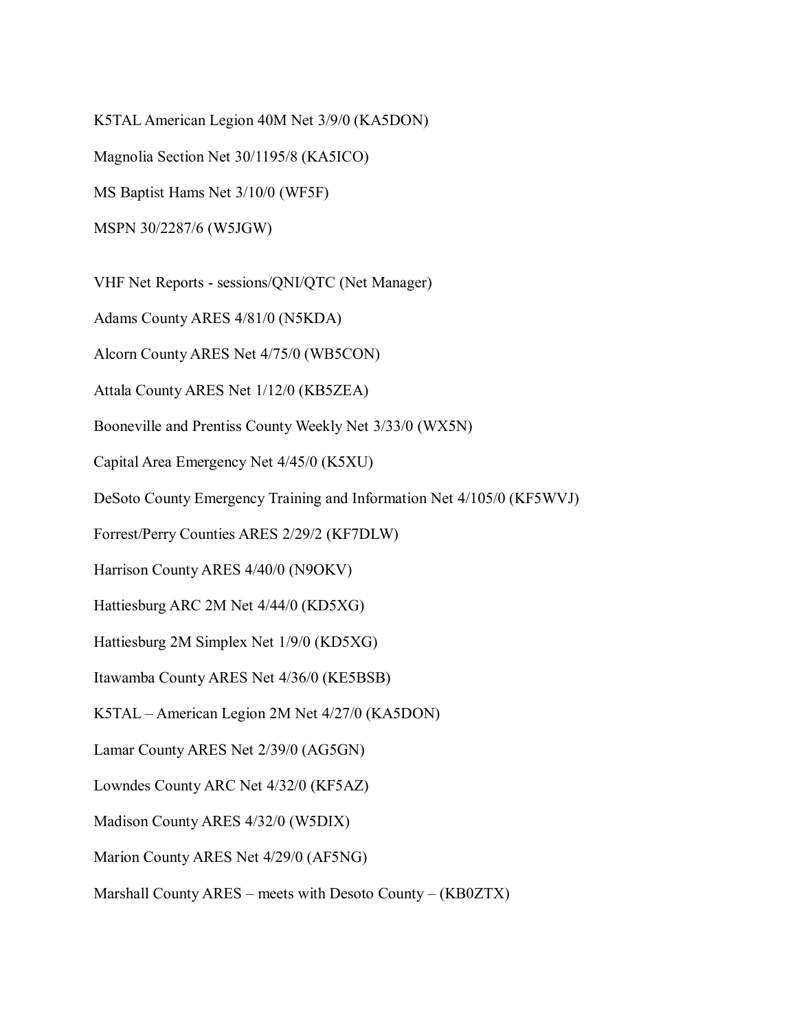K5TAL American Legion 40M Net 3/9/0 (KA5DON)

Magnolia Section Net 30/1195/8 (KA5ICO)

MS Baptist Hams Net 3/10/0 (WF5F)

MSPN 30/2287/6 (W5JGW)

VHF Net Reports - sessions/QNI/QTC (Net Manager)

Adams County ARES 4/81/0 (N5KDA)

Alcorn County ARES Net 4/75/0 (WB5CON)

Attala County ARES Net 1/12/0 (KB5ZEA)

Booneville and Prentiss County Weekly Net 3/33/0 (WX5N)

Capital Area Emergency Net 4/45/0 (K5XU)

DeSoto County Emergency Training and Information Net 4/105/0 (KF5WVJ)

Forrest/Perry Counties ARES 2/29/2 (KF7DLW)

Harrison County ARES 4/40/0 (N9OKV)

Hattiesburg ARC 2M Net 4/44/0 (KD5XG)

Hattiesburg 2M Simplex Net 1/9/0 (KD5XG)

Itawamba County ARES Net 4/36/0 (KE5BSB)

K5TAL – American Legion 2M Net 4/27/0 (KA5DON)

Lamar County ARES Net 2/39/0 (AG5GN)

Lowndes County ARC Net 4/32/0 (KF5AZ)

Madison County ARES 4/32/0 (W5DIX)

Marion County ARES Net 4/29/0 (AF5NG)

Marshall County ARES – meets with Desoto County – (KB0ZTX)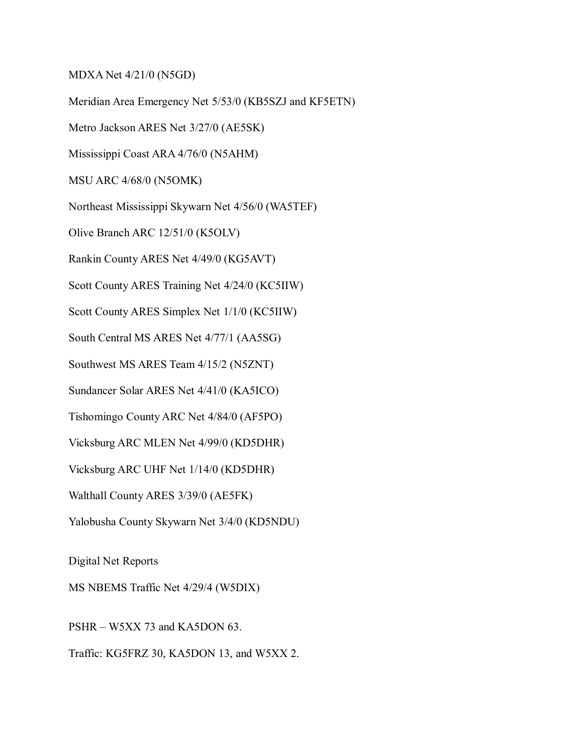MDXA Net 4/21/0 (N5GD)

Meridian Area Emergency Net 5/53/0 (KB5SZJ and KF5ETN)

Metro Jackson ARES Net 3/27/0 (AE5SK)

Mississippi Coast ARA 4/76/0 (N5AHM)

MSU ARC 4/68/0 (N5OMK)

Northeast Mississippi Skywarn Net 4/56/0 (WA5TEF)

Olive Branch ARC 12/51/0 (K5OLV)

Rankin County ARES Net 4/49/0 (KG5AVT)

Scott County ARES Training Net 4/24/0 (KC5IIW)

Scott County ARES Simplex Net 1/1/0 (KC5IIW)

South Central MS ARES Net 4/77/1 (AA5SG)

Southwest MS ARES Team 4/15/2 (N5ZNT)

Sundancer Solar ARES Net 4/41/0 (KA5ICO)

Tishomingo County ARC Net 4/84/0 (AF5PO)

Vicksburg ARC MLEN Net 4/99/0 (KD5DHR)

Vicksburg ARC UHF Net 1/14/0 (KD5DHR)

Walthall County ARES 3/39/0 (AE5FK)

Yalobusha County Skywarn Net 3/4/0 (KD5NDU)

Digital Net Reports

MS NBEMS Traffic Net 4/29/4 (W5DIX)

PSHR – W5XX 73 and KA5DON 63.

Traffic: KG5FRZ 30, KA5DON 13, and W5XX 2.